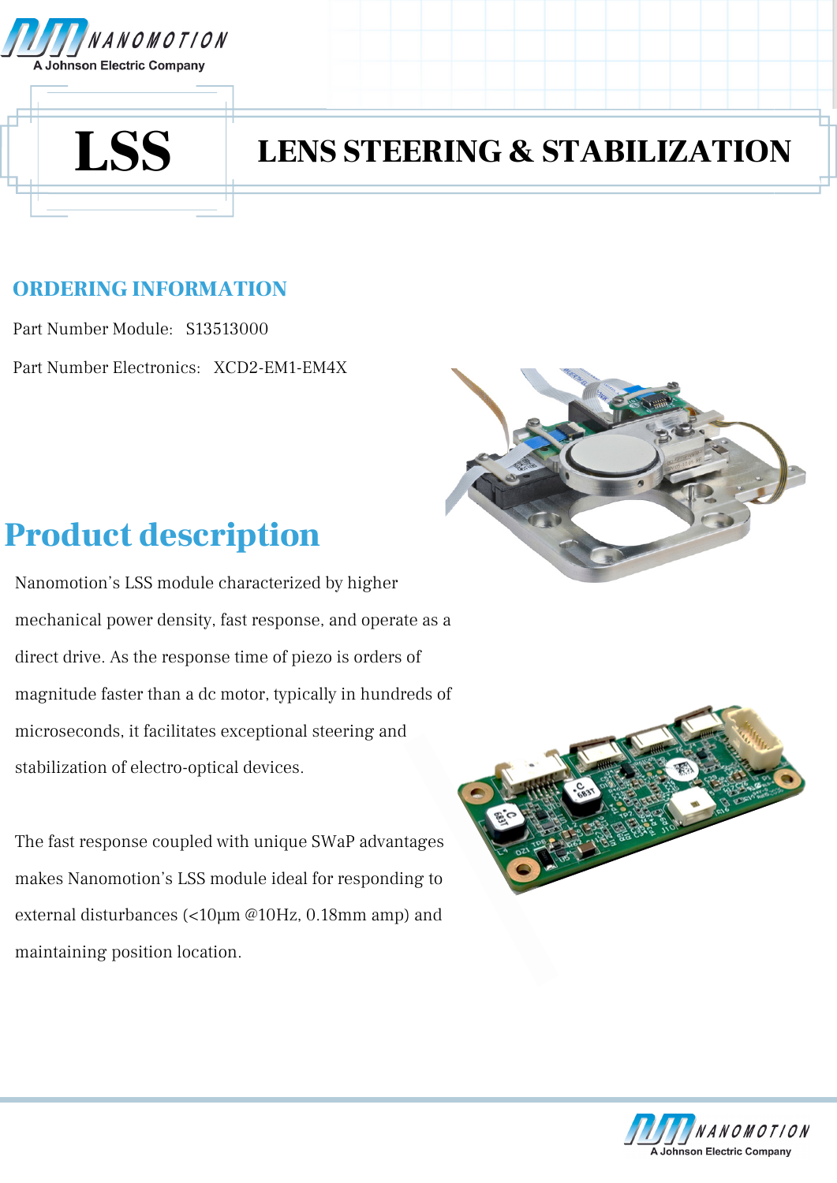# LSS

# LENS STEERING & STABILIZATION

## ORDERING INFORMATION

Part Number Module: S13513000

Part Number Electronics: XCD2-EM1-EM4X

## Product description

Nanomotion's LSS module characterized by higher mechanical power density, fast response, and operate as a direct drive. As the response time of piezo is orders of magnitude faster than a dc motor, typically in hundreds of microseconds, it facilitates exceptional steering and stabilization of electro-optical devices.

The fast response coupled with unique SWaP advantages makes Nanomotion's LSS module ideal for responding to external disturbances (<10µm @10Hz, 0.18mm amp) and maintaining position location.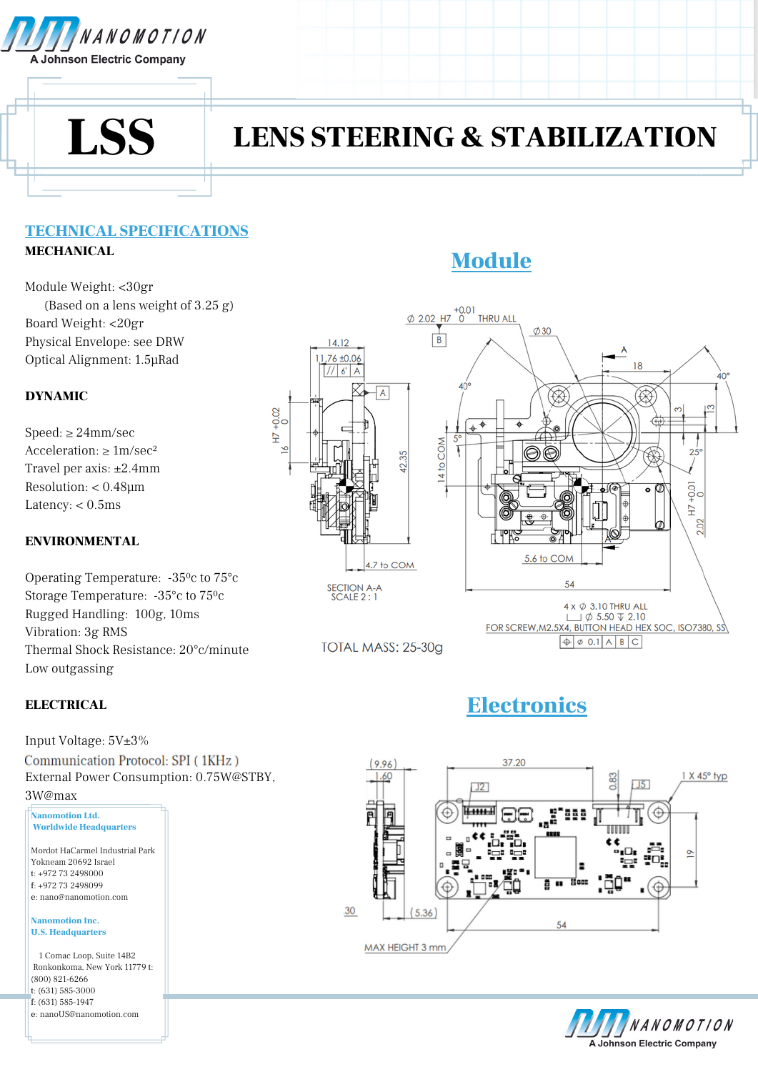# LSS

# LENS STEERING & STABILIZATION

## TECHNICAL SPECIFICATIONS

### MECHANICAL

Module Weight: <30gr
(Based on a lens weight of 3.25 g)
Board Weight: <20gr
Physical Envelope: see DRW
Optical Alignment: 1.5µRad

### DYNAMIC

Speed: ≥ 24mm/sec
Acceleration: ≥ 1m/sec²
Travel per axis: ±2.4mm
Resolution: < 0.48µm
Latency: < 0.5ms

### ENVIRONMENTAL

Operating Temperature: -35ºc to 75ºc
Storage Temperature: -35ºc to 75ºc
Rugged Handling: 100g, 10ms
Vibration: 3g RMS
Thermal Shock Resistance: 20ºc/minute
Low outgassing

### ELECTRICAL

Input Voltage: 5V±3%
Communication Protocol: SPI ( 1KHz )
External Power Consumption: 0.75W@STBY, 3W@max

## Module

Ø 2.02 H7 +0.01 0 THRU ALL
B
Ø30
40°
14.12
11.76 ±0.06
// 6' A
A
H7 +0.02 0
16
42.35
4.7 to COM
SECTION A-A
SCALE 2 : 1
A
18
40°
3
13
5°
14 to COM
25°
H7 +0.01 0
2.02
5.6 to COM
54
4 x Ø 3.10 THRU ALL
⌴ Ø 5.50 ↧ 2.10
FOR SCREW,M2.5X4, BUTTON HEAD HEX SOC, ISO7380, SS
⌖ Ø 0.1 A B C

TOTAL MASS: 25-30g

## Electronics

(9.96)
1.60
37.20
0.83
J2
J5
1 X 45° typ
19
30
(5.36)
54
MAX HEIGHT 3 mm

**Nanomotion Ltd.**
**Worldwide Headquarters**

Mordot HaCarmel Industrial Park
Yokneam 20692 Israel
t: +972 73 2498000
f: +972 73 2498099
e: nano@nanomotion.com

**Nanomotion Inc.**
**U.S. Headquarters**

1 Comac Loop, Suite 14B2
Ronkonkoma, New York 11779 t: (800) 821-6266
t: (631) 585-3000
f: (631) 585-1947
e: nanoUS@nanomotion.com

NANOMOTION
A Johnson Electric Company